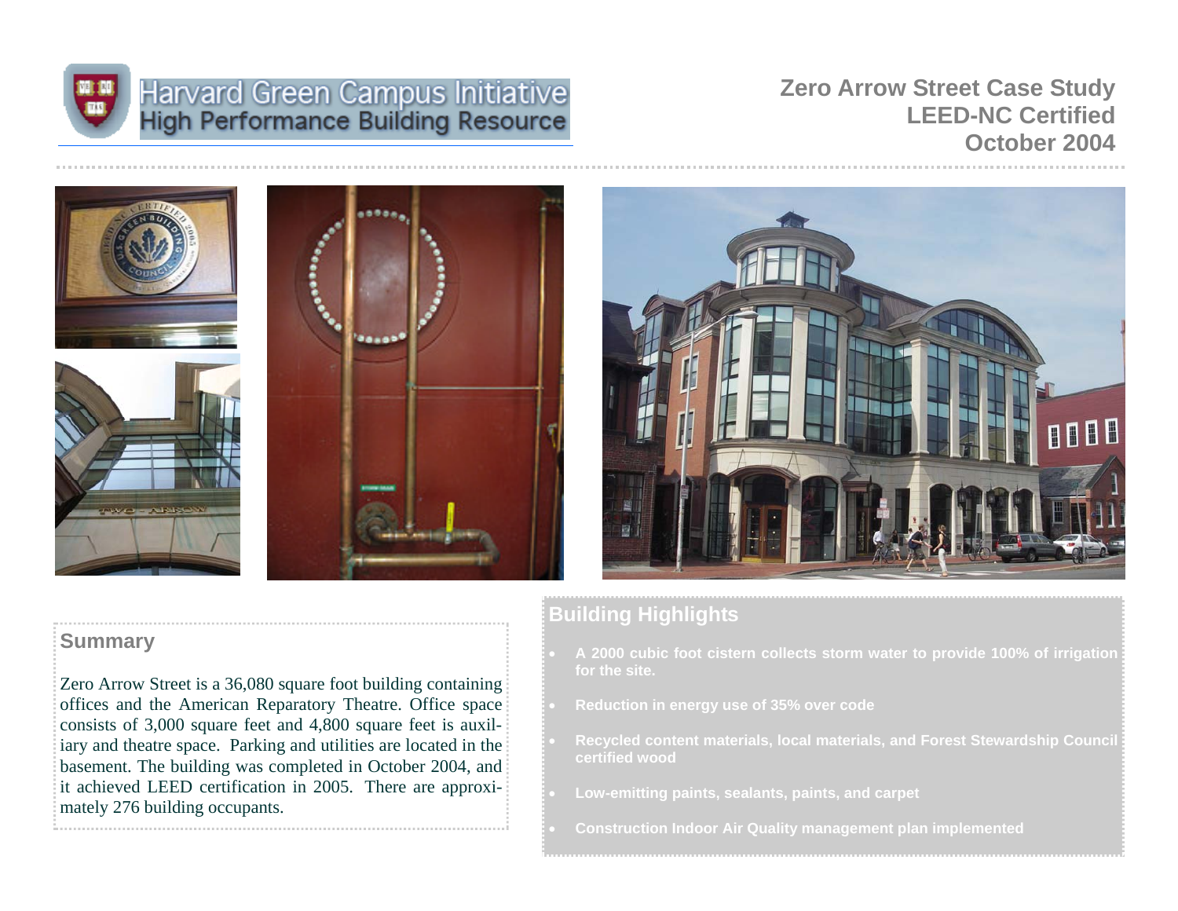Harvard Green Campus Initiative
High Performance Building Resource

# Zero Arrow Street Case Study
## LEED-NC Certified
## October 2004

## Summary

Zero Arrow Street is a 36,080 square foot building containing offices and the American Reparatory Theatre. Office space consists of 3,000 square feet and 4,800 square feet is auxiliary and theatre space. Parking and utilities are located in the basement. The building was completed in October 2004, and it achieved LEED certification in 2005. There are approximately 276 building occupants.

## Building Highlights

- **A 2000 cubic foot cistern collects storm water to provide 100% of irrigation for the site.**
- **Reduction in energy use of 35% over code**
- **Recycled content materials, local materials, and Forest Stewardship Council certified wood**
- **Low-emitting paints, sealants, paints, and carpet**
- **Construction Indoor Air Quality management plan implemented**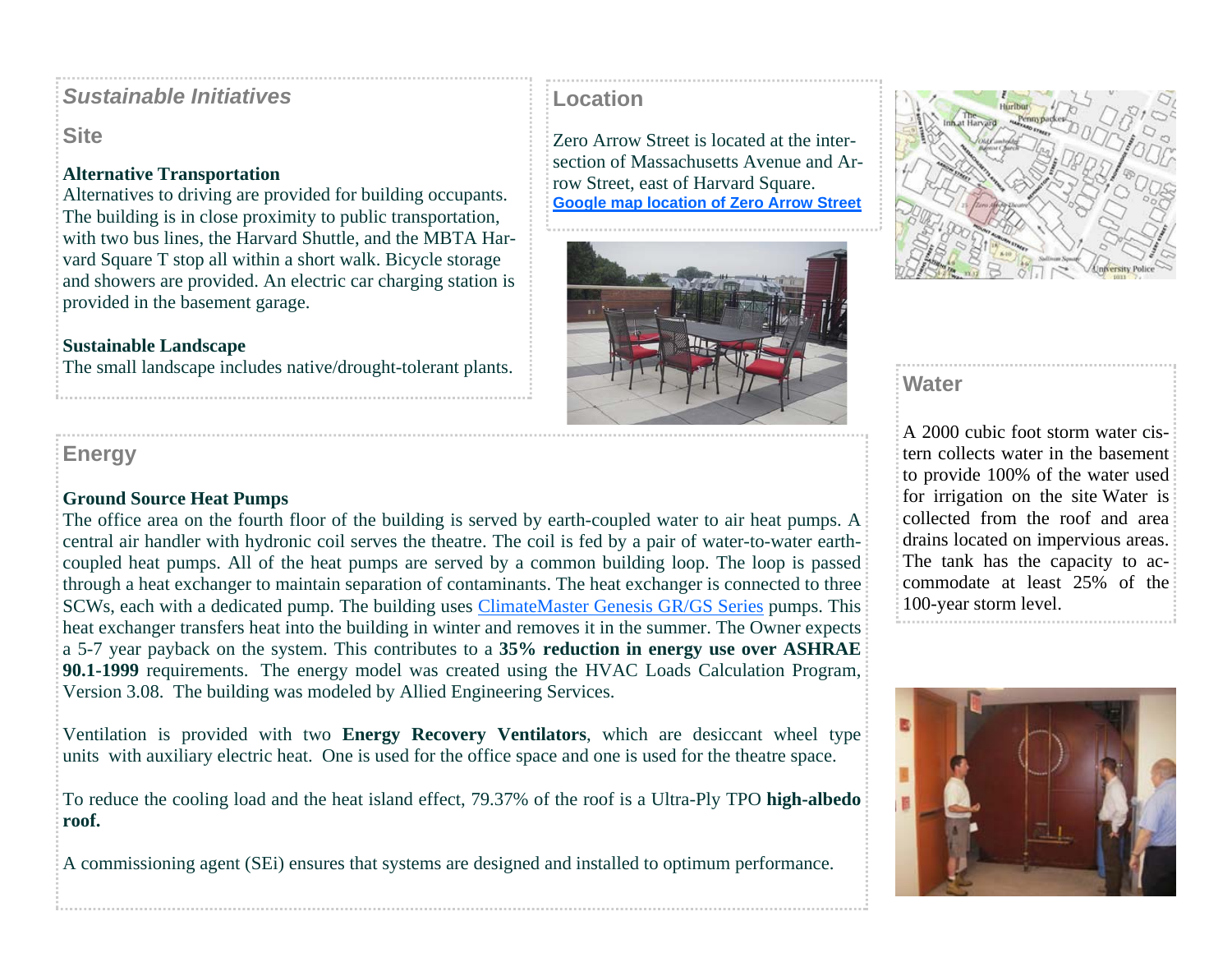## *Sustainable Initiatives*

### Site

**Alternative Transportation**

Alternatives to driving are provided for building occupants. The building is in close proximity to public transportation, with two bus lines, the Harvard Shuttle, and the MBTA Harvard Square T stop all within a short walk. Bicycle storage and showers are provided. An electric car charging station is provided in the basement garage.

**Sustainable Landscape**

The small landscape includes native/drought-tolerant plants.

### Location

Zero Arrow Street is located at the intersection of Massachusetts Avenue and Arrow Street, east of Harvard Square.

**Google map location of Zero Arrow Street**

### Energy

**Ground Source Heat Pumps**

The office area on the fourth floor of the building is served by earth-coupled water to air heat pumps. A central air handler with hydronic coil serves the theatre. The coil is fed by a pair of water-to-water earth-coupled heat pumps. All of the heat pumps are served by a common building loop. The loop is passed through a heat exchanger to maintain separation of contaminants. The heat exchanger is connected to three SCWs, each with a dedicated pump. The building uses ClimateMaster Genesis GR/GS Series pumps. This heat exchanger transfers heat into the building in winter and removes it in the summer. The Owner expects a 5-7 year payback on the system. This contributes to a **35% reduction in energy use over ASHRAE 90.1-1999** requirements. The energy model was created using the HVAC Loads Calculation Program, Version 3.08. The building was modeled by Allied Engineering Services.

Ventilation is provided with two **Energy Recovery Ventilators**, which are desiccant wheel type units with auxiliary electric heat. One is used for the office space and one is used for the theatre space.

To reduce the cooling load and the heat island effect, 79.37% of the roof is a Ultra-Ply TPO **high-albedo roof.**

A commissioning agent (SEi) ensures that systems are designed and installed to optimum performance.

### Water

A 2000 cubic foot storm water cistern collects water in the basement to provide 100% of the water used for irrigation on the site Water is collected from the roof and area drains located on impervious areas. The tank has the capacity to accommodate at least 25% of the 100-year storm level.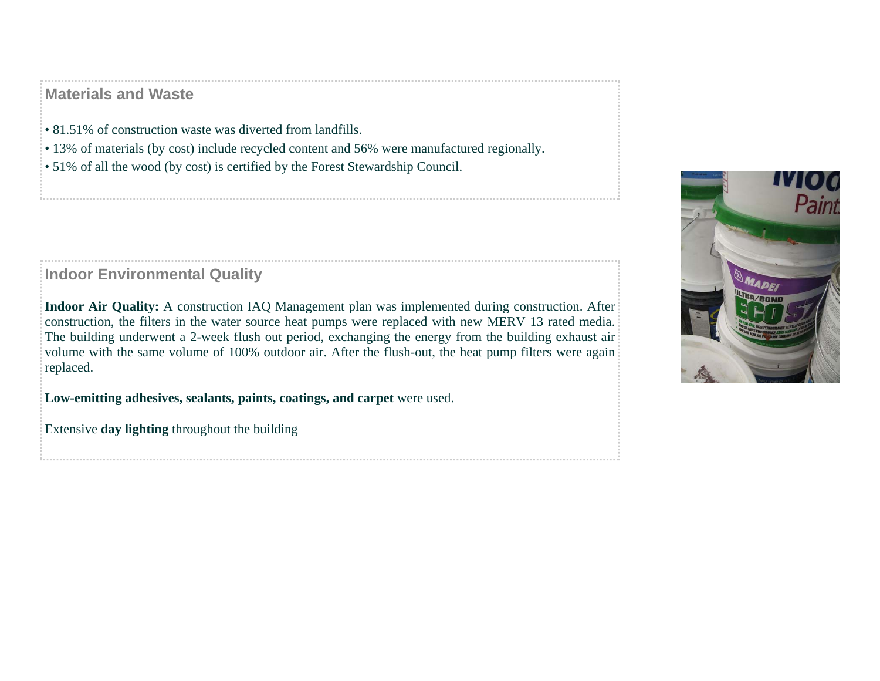## Materials and Waste

- 81.51% of construction waste was diverted from landfills.
- 13% of materials (by cost) include recycled content and 56% were manufactured regionally.
- 51% of all the wood (by cost) is certified by the Forest Stewardship Council.

## Indoor Environmental Quality

**Indoor Air Quality:** A construction IAQ Management plan was implemented during construction. After construction, the filters in the water source heat pumps were replaced with new MERV 13 rated media. The building underwent a 2-week flush out period, exchanging the energy from the building exhaust air volume with the same volume of 100% outdoor air. After the flush-out, the heat pump filters were again replaced.

**Low-emitting adhesives, sealants, paints, coatings, and carpet** were used.

Extensive **day lighting** throughout the building